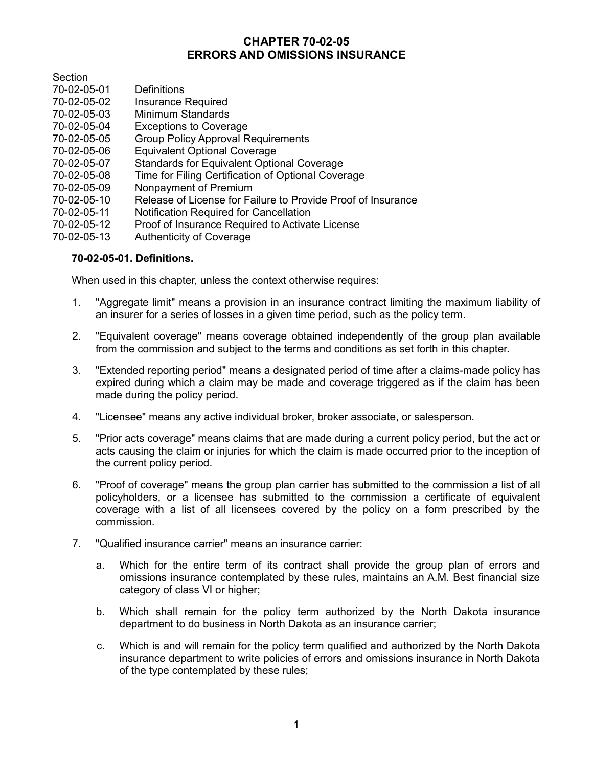# CHAPTER 70-02-05
# ERRORS AND OMISSIONS INSURANCE

| Section | |
|---|---|
| 70-02-05-01 | Definitions |
| 70-02-05-02 | Insurance Required |
| 70-02-05-03 | Minimum Standards |
| 70-02-05-04 | Exceptions to Coverage |
| 70-02-05-05 | Group Policy Approval Requirements |
| 70-02-05-06 | Equivalent Optional Coverage |
| 70-02-05-07 | Standards for Equivalent Optional Coverage |
| 70-02-05-08 | Time for Filing Certification of Optional Coverage |
| 70-02-05-09 | Nonpayment of Premium |
| 70-02-05-10 | Release of License for Failure to Provide Proof of Insurance |
| 70-02-05-11 | Notification Required for Cancellation |
| 70-02-05-12 | Proof of Insurance Required to Activate License |
| 70-02-05-13 | Authenticity of Coverage |

**70-02-05-01. Definitions.**

When used in this chapter, unless the context otherwise requires:

1. "Aggregate limit" means a provision in an insurance contract limiting the maximum liability of an insurer for a series of losses in a given time period, such as the policy term.

2. "Equivalent coverage" means coverage obtained independently of the group plan available from the commission and subject to the terms and conditions as set forth in this chapter.

3. "Extended reporting period" means a designated period of time after a claims-made policy has expired during which a claim may be made and coverage triggered as if the claim has been made during the policy period.

4. "Licensee" means any active individual broker, broker associate, or salesperson.

5. "Prior acts coverage" means claims that are made during a current policy period, but the act or acts causing the claim or injuries for which the claim is made occurred prior to the inception of the current policy period.

6. "Proof of coverage" means the group plan carrier has submitted to the commission a list of all policyholders, or a licensee has submitted to the commission a certificate of equivalent coverage with a list of all licensees covered by the policy on a form prescribed by the commission.

7. "Qualified insurance carrier" means an insurance carrier:

   a. Which for the entire term of its contract shall provide the group plan of errors and omissions insurance contemplated by these rules, maintains an A.M. Best financial size category of class VI or higher;

   b. Which shall remain for the policy term authorized by the North Dakota insurance department to do business in North Dakota as an insurance carrier;

   c. Which is and will remain for the policy term qualified and authorized by the North Dakota insurance department to write policies of errors and omissions insurance in North Dakota of the type contemplated by these rules;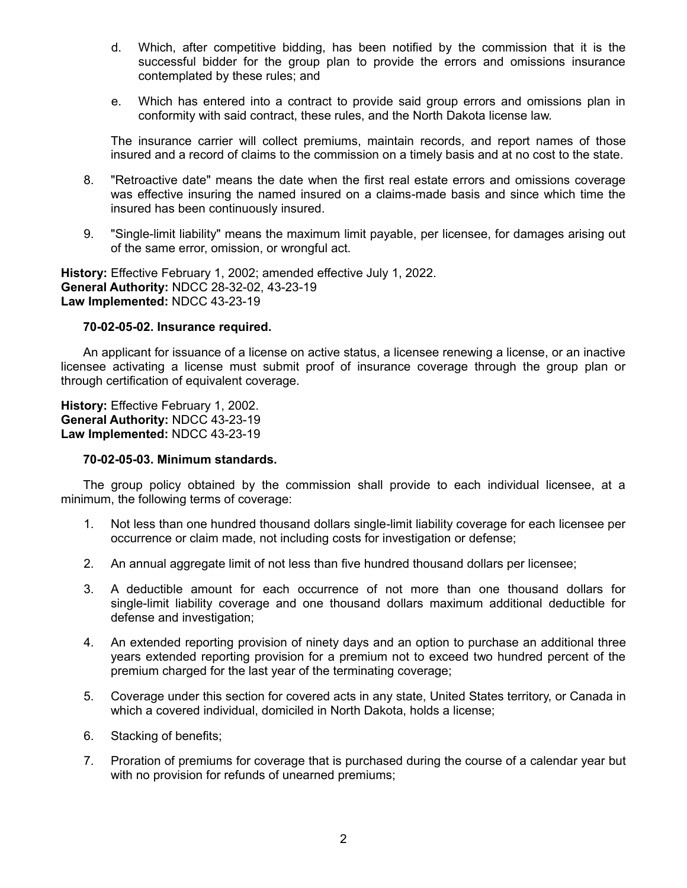d. Which, after competitive bidding, has been notified by the commission that it is the successful bidder for the group plan to provide the errors and omissions insurance contemplated by these rules; and

e. Which has entered into a contract to provide said group errors and omissions plan in conformity with said contract, these rules, and the North Dakota license law.

The insurance carrier will collect premiums, maintain records, and report names of those insured and a record of claims to the commission on a timely basis and at no cost to the state.

8. "Retroactive date" means the date when the first real estate errors and omissions coverage was effective insuring the named insured on a claims-made basis and since which time the insured has been continuously insured.

9. "Single-limit liability" means the maximum limit payable, per licensee, for damages arising out of the same error, omission, or wrongful act.

**History:** Effective February 1, 2002; amended effective July 1, 2022.
**General Authority:** NDCC 28-32-02, 43-23-19
**Law Implemented:** NDCC 43-23-19

**70-02-05-02. Insurance required.**

An applicant for issuance of a license on active status, a licensee renewing a license, or an inactive licensee activating a license must submit proof of insurance coverage through the group plan or through certification of equivalent coverage.

**History:** Effective February 1, 2002.
**General Authority:** NDCC 43-23-19
**Law Implemented:** NDCC 43-23-19

**70-02-05-03. Minimum standards.**

The group policy obtained by the commission shall provide to each individual licensee, at a minimum, the following terms of coverage:

1. Not less than one hundred thousand dollars single-limit liability coverage for each licensee per occurrence or claim made, not including costs for investigation or defense;

2. An annual aggregate limit of not less than five hundred thousand dollars per licensee;

3. A deductible amount for each occurrence of not more than one thousand dollars for single-limit liability coverage and one thousand dollars maximum additional deductible for defense and investigation;

4. An extended reporting provision of ninety days and an option to purchase an additional three years extended reporting provision for a premium not to exceed two hundred percent of the premium charged for the last year of the terminating coverage;

5. Coverage under this section for covered acts in any state, United States territory, or Canada in which a covered individual, domiciled in North Dakota, holds a license;

6. Stacking of benefits;

7. Proration of premiums for coverage that is purchased during the course of a calendar year but with no provision for refunds of unearned premiums;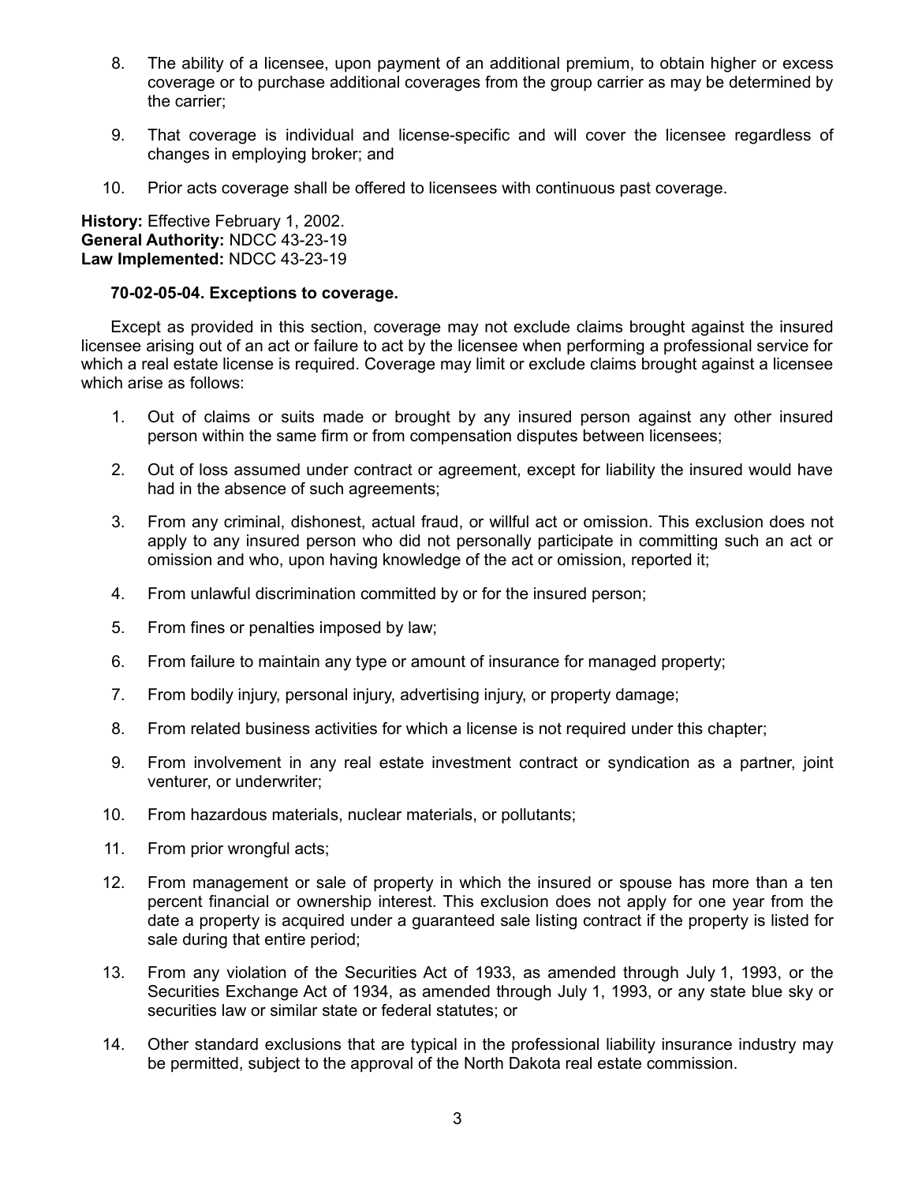8. The ability of a licensee, upon payment of an additional premium, to obtain higher or excess coverage or to purchase additional coverages from the group carrier as may be determined by the carrier;

9. That coverage is individual and license-specific and will cover the licensee regardless of changes in employing broker; and

10. Prior acts coverage shall be offered to licensees with continuous past coverage.

**History:** Effective February 1, 2002.
**General Authority:** NDCC 43-23-19
**Law Implemented:** NDCC 43-23-19

**70-02-05-04. Exceptions to coverage.**

Except as provided in this section, coverage may not exclude claims brought against the insured licensee arising out of an act or failure to act by the licensee when performing a professional service for which a real estate license is required. Coverage may limit or exclude claims brought against a licensee which arise as follows:

1. Out of claims or suits made or brought by any insured person against any other insured person within the same firm or from compensation disputes between licensees;

2. Out of loss assumed under contract or agreement, except for liability the insured would have had in the absence of such agreements;

3. From any criminal, dishonest, actual fraud, or willful act or omission. This exclusion does not apply to any insured person who did not personally participate in committing such an act or omission and who, upon having knowledge of the act or omission, reported it;

4. From unlawful discrimination committed by or for the insured person;

5. From fines or penalties imposed by law;

6. From failure to maintain any type or amount of insurance for managed property;

7. From bodily injury, personal injury, advertising injury, or property damage;

8. From related business activities for which a license is not required under this chapter;

9. From involvement in any real estate investment contract or syndication as a partner, joint venturer, or underwriter;

10. From hazardous materials, nuclear materials, or pollutants;

11. From prior wrongful acts;

12. From management or sale of property in which the insured or spouse has more than a ten percent financial or ownership interest. This exclusion does not apply for one year from the date a property is acquired under a guaranteed sale listing contract if the property is listed for sale during that entire period;

13. From any violation of the Securities Act of 1933, as amended through July 1, 1993, or the Securities Exchange Act of 1934, as amended through July 1, 1993, or any state blue sky or securities law or similar state or federal statutes; or

14. Other standard exclusions that are typical in the professional liability insurance industry may be permitted, subject to the approval of the North Dakota real estate commission.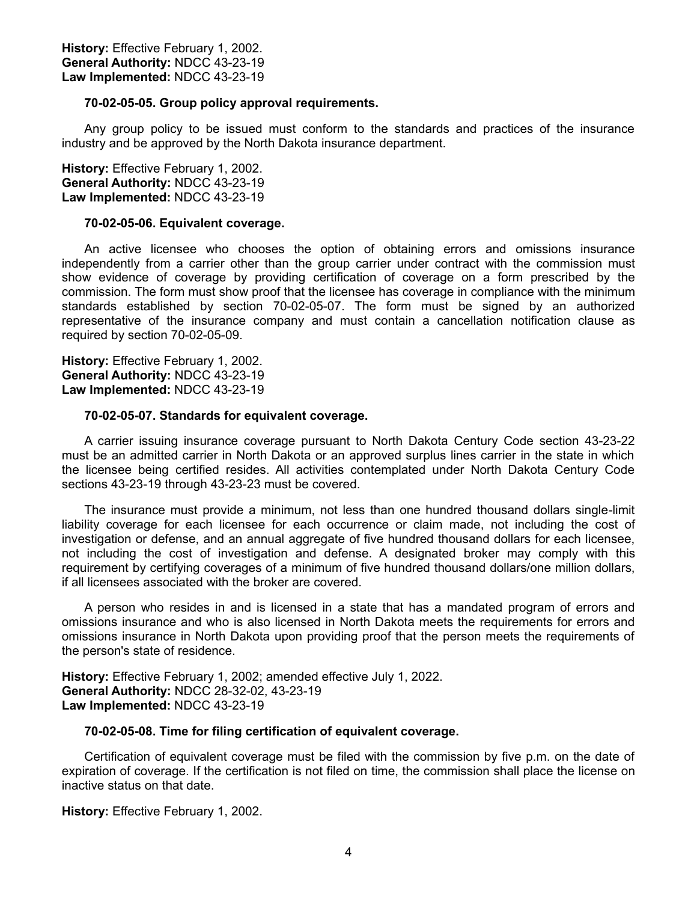**History:** Effective February 1, 2002.
**General Authority:** NDCC 43-23-19
**Law Implemented:** NDCC 43-23-19

**70-02-05-05. Group policy approval requirements.**

Any group policy to be issued must conform to the standards and practices of the insurance industry and be approved by the North Dakota insurance department.

**History:** Effective February 1, 2002.
**General Authority:** NDCC 43-23-19
**Law Implemented:** NDCC 43-23-19

**70-02-05-06. Equivalent coverage.**

An active licensee who chooses the option of obtaining errors and omissions insurance independently from a carrier other than the group carrier under contract with the commission must show evidence of coverage by providing certification of coverage on a form prescribed by the commission. The form must show proof that the licensee has coverage in compliance with the minimum standards established by section 70-02-05-07. The form must be signed by an authorized representative of the insurance company and must contain a cancellation notification clause as required by section 70-02-05-09.

**History:** Effective February 1, 2002.
**General Authority:** NDCC 43-23-19
**Law Implemented:** NDCC 43-23-19

**70-02-05-07. Standards for equivalent coverage.**

A carrier issuing insurance coverage pursuant to North Dakota Century Code section 43-23-22 must be an admitted carrier in North Dakota or an approved surplus lines carrier in the state in which the licensee being certified resides. All activities contemplated under North Dakota Century Code sections 43-23-19 through 43-23-23 must be covered.

The insurance must provide a minimum, not less than one hundred thousand dollars single-limit liability coverage for each licensee for each occurrence or claim made, not including the cost of investigation or defense, and an annual aggregate of five hundred thousand dollars for each licensee, not including the cost of investigation and defense. A designated broker may comply with this requirement by certifying coverages of a minimum of five hundred thousand dollars/one million dollars, if all licensees associated with the broker are covered.

A person who resides in and is licensed in a state that has a mandated program of errors and omissions insurance and who is also licensed in North Dakota meets the requirements for errors and omissions insurance in North Dakota upon providing proof that the person meets the requirements of the person's state of residence.

**History:** Effective February 1, 2002; amended effective July 1, 2022.
**General Authority:** NDCC 28-32-02, 43-23-19
**Law Implemented:** NDCC 43-23-19

**70-02-05-08. Time for filing certification of equivalent coverage.**

Certification of equivalent coverage must be filed with the commission by five p.m. on the date of expiration of coverage. If the certification is not filed on time, the commission shall place the license on inactive status on that date.

**History:** Effective February 1, 2002.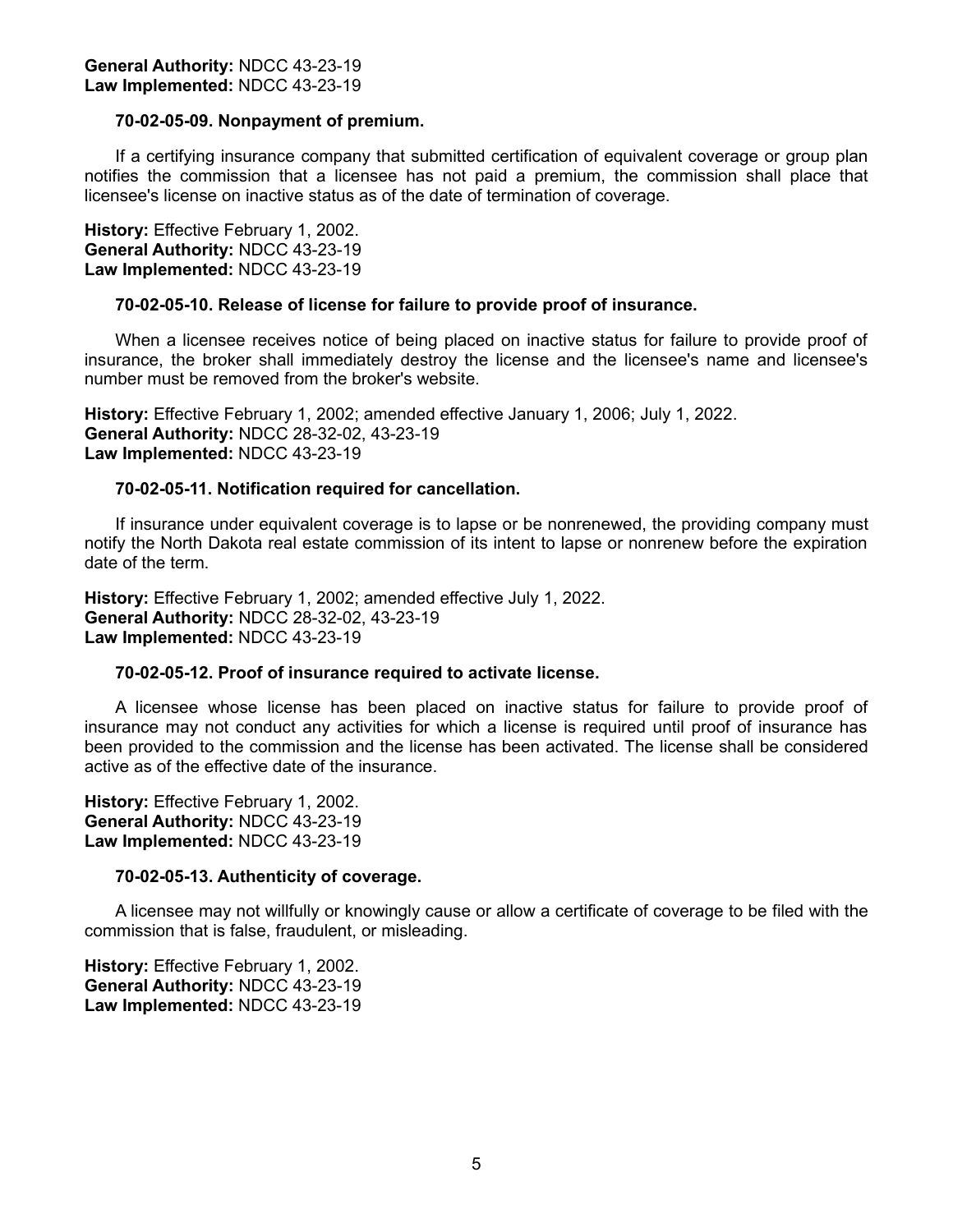**General Authority:** NDCC 43-23-19
**Law Implemented:** NDCC 43-23-19

**70-02-05-09. Nonpayment of premium.**

If a certifying insurance company that submitted certification of equivalent coverage or group plan notifies the commission that a licensee has not paid a premium, the commission shall place that licensee's license on inactive status as of the date of termination of coverage.

**History:** Effective February 1, 2002.
**General Authority:** NDCC 43-23-19
**Law Implemented:** NDCC 43-23-19

**70-02-05-10. Release of license for failure to provide proof of insurance.**

When a licensee receives notice of being placed on inactive status for failure to provide proof of insurance, the broker shall immediately destroy the license and the licensee's name and licensee's number must be removed from the broker's website.

**History:** Effective February 1, 2002; amended effective January 1, 2006; July 1, 2022.
**General Authority:** NDCC 28-32-02, 43-23-19
**Law Implemented:** NDCC 43-23-19

**70-02-05-11. Notification required for cancellation.**

If insurance under equivalent coverage is to lapse or be nonrenewed, the providing company must notify the North Dakota real estate commission of its intent to lapse or nonrenew before the expiration date of the term.

**History:** Effective February 1, 2002; amended effective July 1, 2022.
**General Authority:** NDCC 28-32-02, 43-23-19
**Law Implemented:** NDCC 43-23-19

**70-02-05-12. Proof of insurance required to activate license.**

A licensee whose license has been placed on inactive status for failure to provide proof of insurance may not conduct any activities for which a license is required until proof of insurance has been provided to the commission and the license has been activated. The license shall be considered active as of the effective date of the insurance.

**History:** Effective February 1, 2002.
**General Authority:** NDCC 43-23-19
**Law Implemented:** NDCC 43-23-19

**70-02-05-13. Authenticity of coverage.**

A licensee may not willfully or knowingly cause or allow a certificate of coverage to be filed with the commission that is false, fraudulent, or misleading.

**History:** Effective February 1, 2002.
**General Authority:** NDCC 43-23-19
**Law Implemented:** NDCC 43-23-19